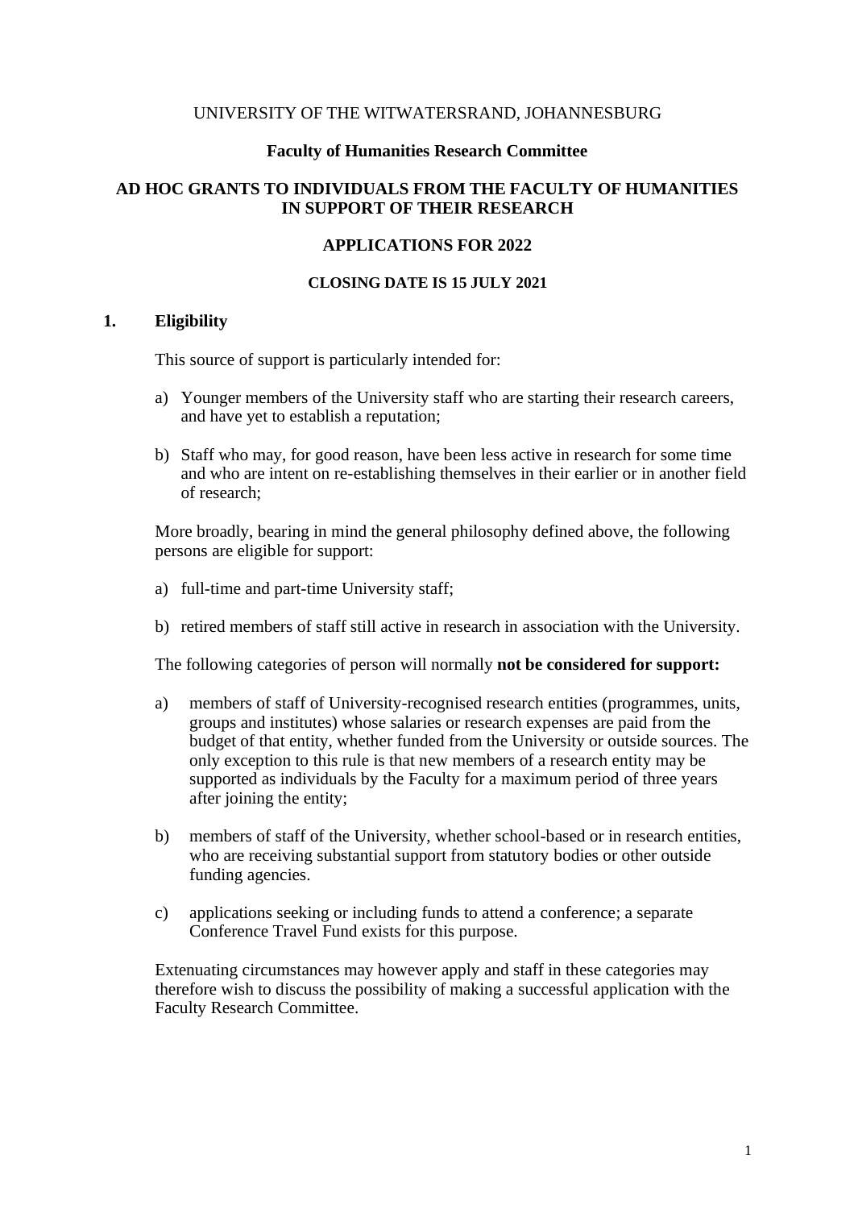UNIVERSITY OF THE WITWATERSRAND, JOHANNESBURG

**Faculty of Humanities Research Committee**

# AD HOC GRANTS TO INDIVIDUALS FROM THE FACULTY OF HUMANITIES IN SUPPORT OF THEIR RESEARCH

## APPLICATIONS FOR 2022

**CLOSING DATE IS 15 JULY 2021**

## 1. Eligibility

This source of support is particularly intended for:

a) Younger members of the University staff who are starting their research careers, and have yet to establish a reputation;

b) Staff who may, for good reason, have been less active in research for some time and who are intent on re-establishing themselves in their earlier or in another field of research;

More broadly, bearing in mind the general philosophy defined above, the following persons are eligible for support:

a) full-time and part-time University staff;

b) retired members of staff still active in research in association with the University.

The following categories of person will normally **not be considered for support:**

a) members of staff of University-recognised research entities (programmes, units, groups and institutes) whose salaries or research expenses are paid from the budget of that entity, whether funded from the University or outside sources. The only exception to this rule is that new members of a research entity may be supported as individuals by the Faculty for a maximum period of three years after joining the entity;

b) members of staff of the University, whether school-based or in research entities, who are receiving substantial support from statutory bodies or other outside funding agencies.

c) applications seeking or including funds to attend a conference; a separate Conference Travel Fund exists for this purpose.

Extenuating circumstances may however apply and staff in these categories may therefore wish to discuss the possibility of making a successful application with the Faculty Research Committee.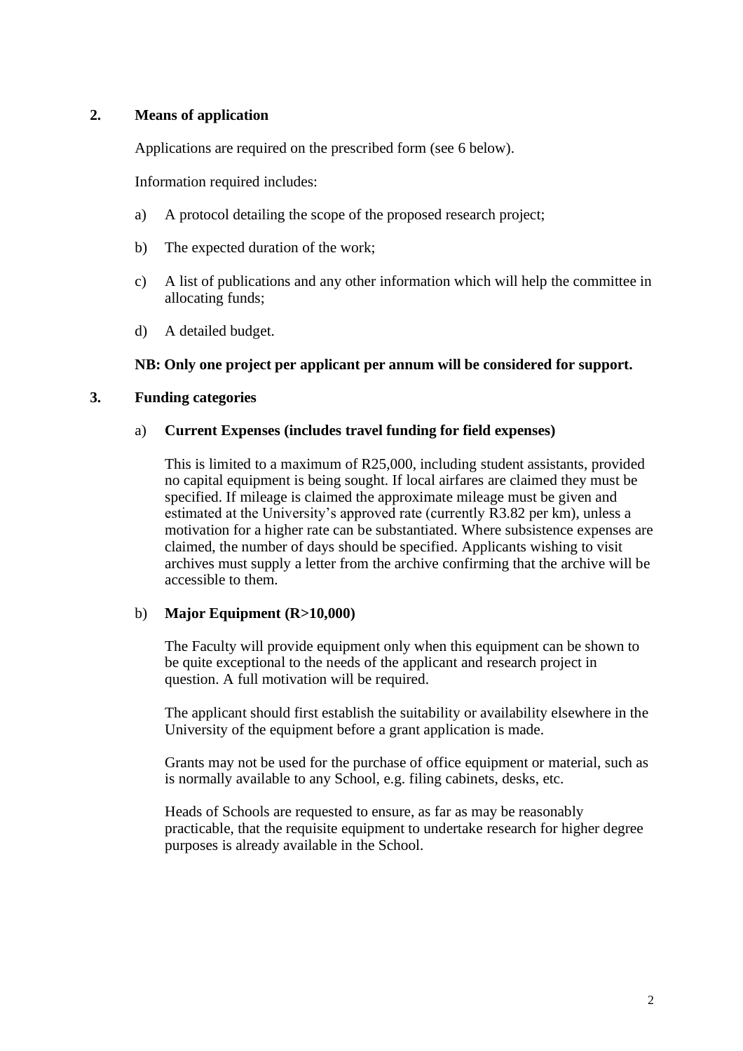## 2. Means of application

Applications are required on the prescribed form (see 6 below).

Information required includes:

a) A protocol detailing the scope of the proposed research project;

b) The expected duration of the work;

c) A list of publications and any other information which will help the committee in allocating funds;

d) A detailed budget.

**NB: Only one project per applicant per annum will be considered for support.**

## 3. Funding categories

a) **Current Expenses (includes travel funding for field expenses)**

This is limited to a maximum of R25,000, including student assistants, provided no capital equipment is being sought. If local airfares are claimed they must be specified. If mileage is claimed the approximate mileage must be given and estimated at the University's approved rate (currently R3.82 per km), unless a motivation for a higher rate can be substantiated. Where subsistence expenses are claimed, the number of days should be specified. Applicants wishing to visit archives must supply a letter from the archive confirming that the archive will be accessible to them.

b) **Major Equipment (R>10,000)**

The Faculty will provide equipment only when this equipment can be shown to be quite exceptional to the needs of the applicant and research project in question. A full motivation will be required.

The applicant should first establish the suitability or availability elsewhere in the University of the equipment before a grant application is made.

Grants may not be used for the purchase of office equipment or material, such as is normally available to any School, e.g. filing cabinets, desks, etc.

Heads of Schools are requested to ensure, as far as may be reasonably practicable, that the requisite equipment to undertake research for higher degree purposes is already available in the School.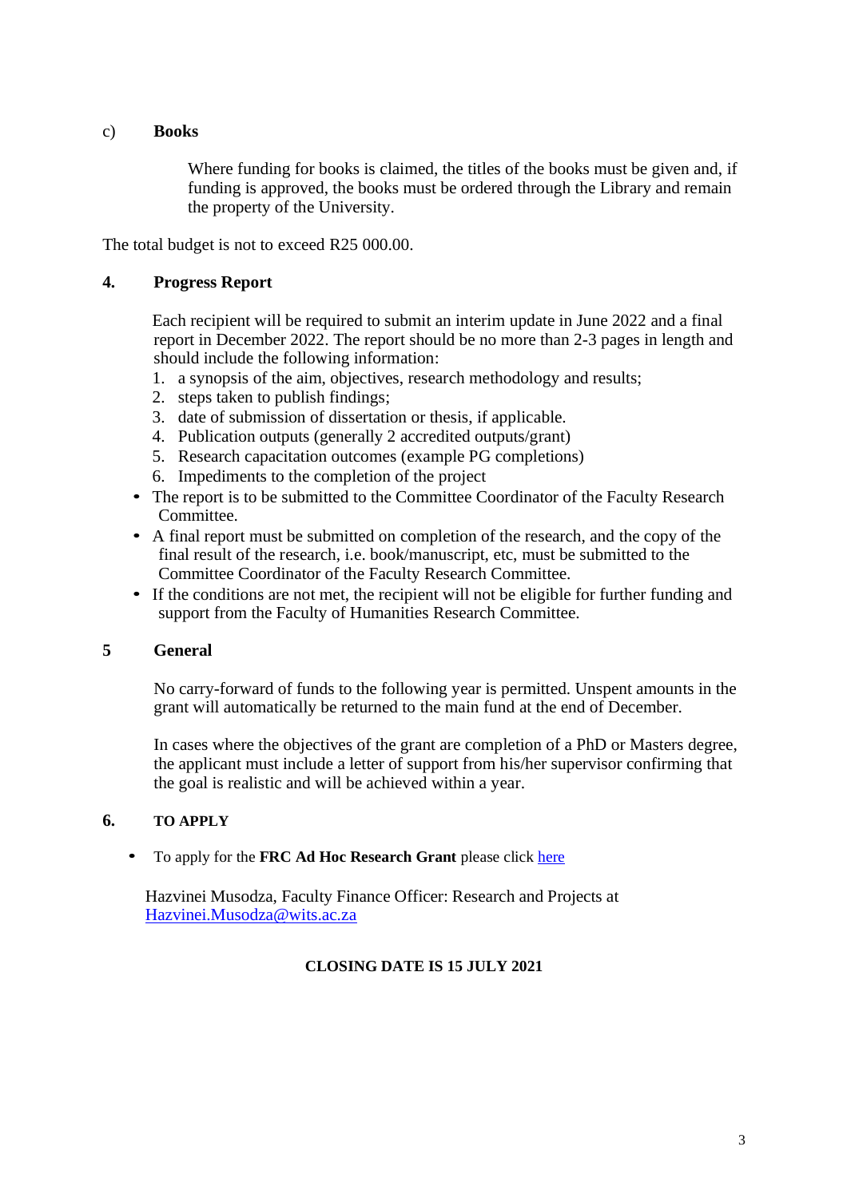c) **Books**

Where funding for books is claimed, the titles of the books must be given and, if funding is approved, the books must be ordered through the Library and remain the property of the University.

The total budget is not to exceed R25 000.00.

## 4. Progress Report

Each recipient will be required to submit an interim update in June 2022 and a final report in December 2022. The report should be no more than 2-3 pages in length and should include the following information:

1. a synopsis of the aim, objectives, research methodology and results;
2. steps taken to publish findings;
3. date of submission of dissertation or thesis, if applicable.
4. Publication outputs (generally 2 accredited outputs/grant)
5. Research capacitation outcomes (example PG completions)
6. Impediments to the completion of the project

- The report is to be submitted to the Committee Coordinator of the Faculty Research Committee.
- A final report must be submitted on completion of the research, and the copy of the final result of the research, i.e. book/manuscript, etc, must be submitted to the Committee Coordinator of the Faculty Research Committee.
- If the conditions are not met, the recipient will not be eligible for further funding and support from the Faculty of Humanities Research Committee.

## 5 General

No carry-forward of funds to the following year is permitted. Unspent amounts in the grant will automatically be returned to the main fund at the end of December.

In cases where the objectives of the grant are completion of a PhD or Masters degree, the applicant must include a letter of support from his/her supervisor confirming that the goal is realistic and will be achieved within a year.

## 6. TO APPLY

- To apply for the **FRC Ad Hoc Research Grant** please click here

Hazvinei Musodza, Faculty Finance Officer: Research and Projects at Hazvinei.Musodza@wits.ac.za

**CLOSING DATE IS 15 JULY 2021**